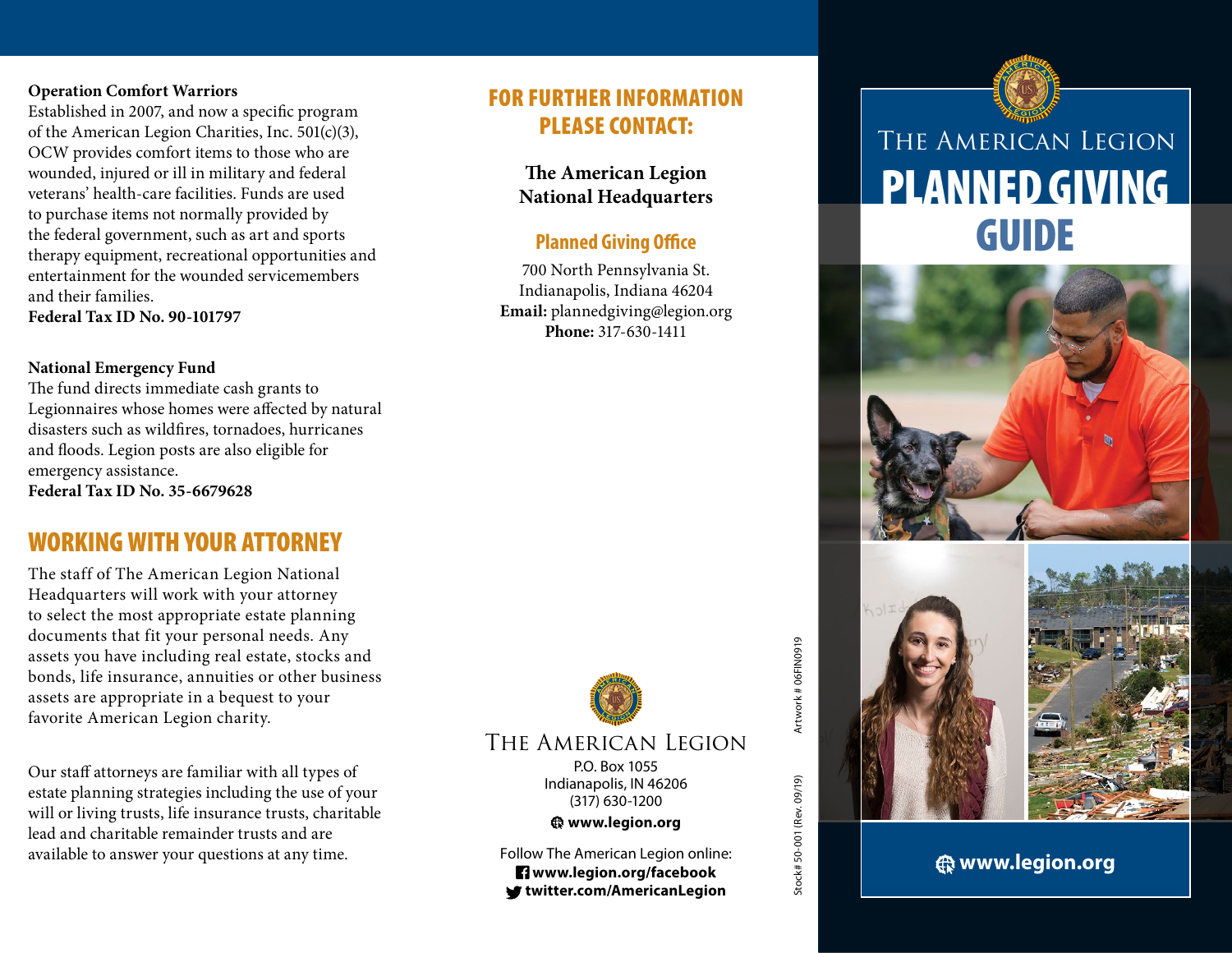**Operation Comfort Warriors**
Established in 2007, and now a specific program of the American Legion Charities, Inc. 501(c)(3), OCW provides comfort items to those who are wounded, injured or ill in military and federal veterans' health-care facilities. Funds are used to purchase items not normally provided by the federal government, such as art and sports therapy equipment, recreational opportunities and entertainment for the wounded servicemembers and their families.
**Federal Tax ID No. 90-101797**

**National Emergency Fund**
The fund directs immediate cash grants to Legionnaires whose homes were affected by natural disasters such as wildfires, tornadoes, hurricanes and floods. Legion posts are also eligible for emergency assistance.
**Federal Tax ID No. 35-6679628**

## WORKING WITH YOUR ATTORNEY

The staff of The American Legion National Headquarters will work with your attorney to select the most appropriate estate planning documents that fit your personal needs. Any assets you have including real estate, stocks and bonds, life insurance, annuities or other business assets are appropriate in a bequest to your favorite American Legion charity.

Our staff attorneys are familiar with all types of estate planning strategies including the use of your will or living trusts, life insurance trusts, charitable lead and charitable remainder trusts and are available to answer your questions at any time.

## FOR FURTHER INFORMATION PLEASE CONTACT:

**The American Legion National Headquarters**

### Planned Giving Office

700 North Pennsylvania St.
Indianapolis, Indiana 46204
**Email:** plannedgiving@legion.org
**Phone:** 317-630-1411

THE AMERICAN LEGION
P.O. Box 1055
Indianapolis, IN 46206
(317) 630-1200
**www.legion.org**

Follow The American Legion online:
**www.legion.org/facebook**
**twitter.com/AmericanLegion**

Stock# 50-001 (Rev. 09/19) Artwork # 06FIN0919

# THE AMERICAN LEGION PLANNED GIVING GUIDE

**www.legion.org**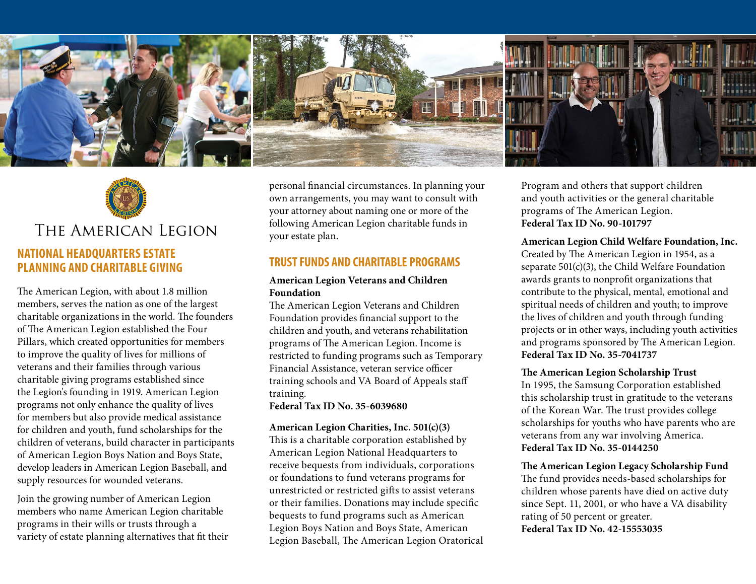THE AMERICAN LEGION

## NATIONAL HEADQUARTERS ESTATE PLANNING AND CHARITABLE GIVING

The American Legion, with about 1.8 million members, serves the nation as one of the largest charitable organizations in the world. The founders of The American Legion established the Four Pillars, which created opportunities for members to improve the quality of lives for millions of veterans and their families through various charitable giving programs established since the Legion's founding in 1919. American Legion programs not only enhance the quality of lives for members but also provide medical assistance for children and youth, fund scholarships for the children of veterans, build character in participants of American Legion Boys Nation and Boys State, develop leaders in American Legion Baseball, and supply resources for wounded veterans.

Join the growing number of American Legion members who name American Legion charitable programs in their wills or trusts through a variety of estate planning alternatives that fit their personal financial circumstances. In planning your own arrangements, you may want to consult with your attorney about naming one or more of the following American Legion charitable funds in your estate plan.

## TRUST FUNDS AND CHARITABLE PROGRAMS

**American Legion Veterans and Children Foundation**
The American Legion Veterans and Children Foundation provides financial support to the children and youth, and veterans rehabilitation programs of The American Legion. Income is restricted to funding programs such as Temporary Financial Assistance, veteran service officer training schools and VA Board of Appeals staff training.
**Federal Tax ID No. 35-6039680**

**American Legion Charities, Inc. 501(c)(3)**
This is a charitable corporation established by American Legion National Headquarters to receive bequests from individuals, corporations or foundations to fund veterans programs for unrestricted or restricted gifts to assist veterans or their families. Donations may include specific bequests to fund programs such as American Legion Boys Nation and Boys State, American Legion Baseball, The American Legion Oratorical Program and others that support children and youth activities or the general charitable programs of The American Legion.
**Federal Tax ID No. 90-101797**

**American Legion Child Welfare Foundation, Inc.**
Created by The American Legion in 1954, as a separate 501(c)(3), the Child Welfare Foundation awards grants to nonprofit organizations that contribute to the physical, mental, emotional and spiritual needs of children and youth; to improve the lives of children and youth through funding projects or in other ways, including youth activities and programs sponsored by The American Legion.
**Federal Tax ID No. 35-7041737**

**The American Legion Scholarship Trust**
In 1995, the Samsung Corporation established this scholarship trust in gratitude to the veterans of the Korean War. The trust provides college scholarships for youths who have parents who are veterans from any war involving America.
**Federal Tax ID No. 35-0144250**

**The American Legion Legacy Scholarship Fund**
The fund provides needs-based scholarships for children whose parents have died on active duty since Sept. 11, 2001, or who have a VA disability rating of 50 percent or greater.
**Federal Tax ID No. 42-15553035**